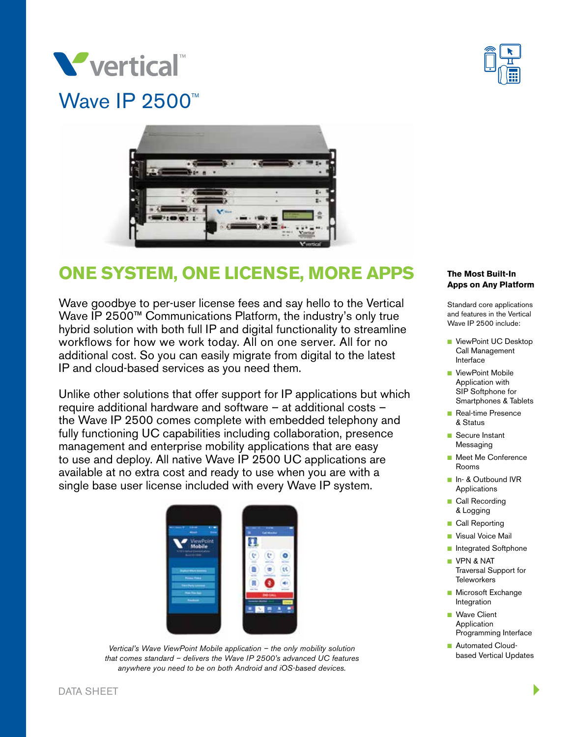# vertical™

## Wave IP 2500™

## ONE SYSTEM, ONE LICENSE, MORE APPS

Wave goodbye to per-user license fees and say hello to the Vertical Wave IP 2500™ Communications Platform, the industry's only true hybrid solution with both full IP and digital functionality to streamline workflows for how we work today. All on one server. All for no additional cost. So you can easily migrate from digital to the latest IP and cloud-based services as you need them.

Unlike other solutions that offer support for IP applications but which require additional hardware and software – at additional costs – the Wave IP 2500 comes complete with embedded telephony and fully functioning UC capabilities including collaboration, presence management and enterprise mobility applications that are easy to use and deploy. All native Wave IP 2500 UC applications are available at no extra cost and ready to use when you are with a single base user license included with every Wave IP system.

*Vertical's Wave ViewPoint Mobile application – the only mobility solution that comes standard – delivers the Wave IP 2500's advanced UC features anywhere you need to be on both Android and iOS-based devices.*

### The Most Built-In Apps on Any Platform

Standard core applications and features in the Vertical Wave IP 2500 include:

- ViewPoint UC Desktop Call Management Interface
- ViewPoint Mobile Application with SIP Softphone for Smartphones & Tablets
- Real-time Presence & Status
- Secure Instant Messaging
- Meet Me Conference Rooms
- In- & Outbound IVR Applications
- Call Recording & Logging
- Call Reporting
- Visual Voice Mail
- Integrated Softphone
- VPN & NAT Traversal Support for Teleworkers
- Microsoft Exchange Integration
- Wave Client Application Programming Interface
- Automated Cloud-based Vertical Updates

DATA SHEET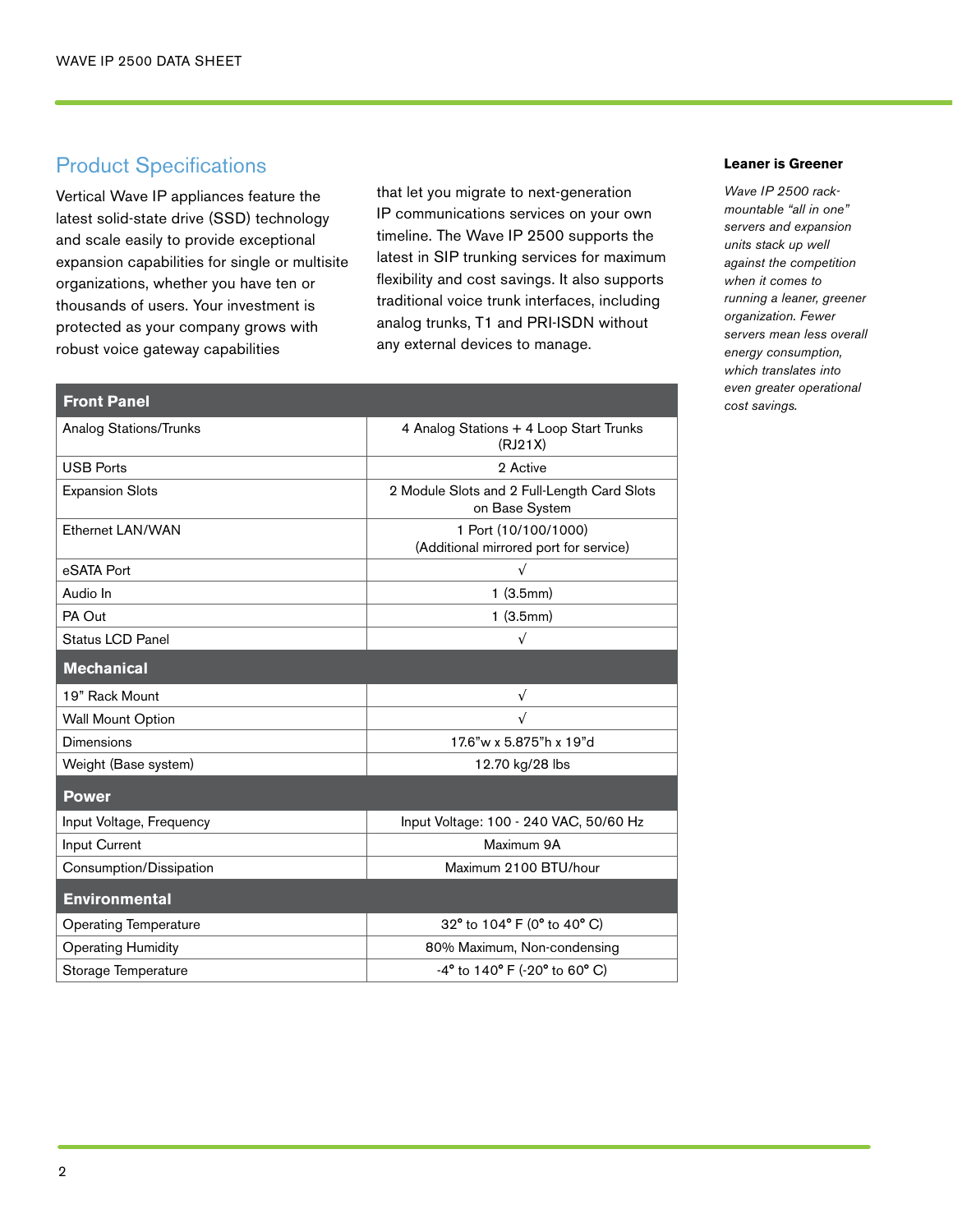## Product Specifications

Vertical Wave IP appliances feature the latest solid-state drive (SSD) technology and scale easily to provide exceptional expansion capabilities for single or multisite organizations, whether you have ten or thousands of users. Your investment is protected as your company grows with robust voice gateway capabilities that let you migrate to next-generation IP communications services on your own timeline. The Wave IP 2500 supports the latest in SIP trunking services for maximum flexibility and cost savings. It also supports traditional voice trunk interfaces, including analog trunks, T1 and PRI-ISDN without any external devices to manage.

| **Front Panel** | |
|---|---|
| Analog Stations/Trunks | 4 Analog Stations + 4 Loop Start Trunks (RJ21X) |
| USB Ports | 2 Active |
| Expansion Slots | 2 Module Slots and 2 Full-Length Card Slots on Base System |
| Ethernet LAN/WAN | 1 Port (10/100/1000) (Additional mirrored port for service) |
| eSATA Port | √ |
| Audio In | 1 (3.5mm) |
| PA Out | 1 (3.5mm) |
| Status LCD Panel | √ |
| **Mechanical** | |
| 19" Rack Mount | √ |
| Wall Mount Option | √ |
| Dimensions | 17.6"w x 5.875"h x 19"d |
| Weight (Base system) | 12.70 kg/28 lbs |
| **Power** | |
| Input Voltage, Frequency | Input Voltage: 100 - 240 VAC, 50/60 Hz |
| Input Current | Maximum 9A |
| Consumption/Dissipation | Maximum 2100 BTU/hour |
| **Environmental** | |
| Operating Temperature | 32° to 104° F (0° to 40° C) |
| Operating Humidity | 80% Maximum, Non-condensing |
| Storage Temperature | -4° to 140° F (-20° to 60° C) |

**Leaner is Greener**

*Wave IP 2500 rack-mountable "all in one" servers and expansion units stack up well against the competition when it comes to running a leaner, greener organization. Fewer servers mean less overall energy consumption, which translates into even greater operational cost savings.*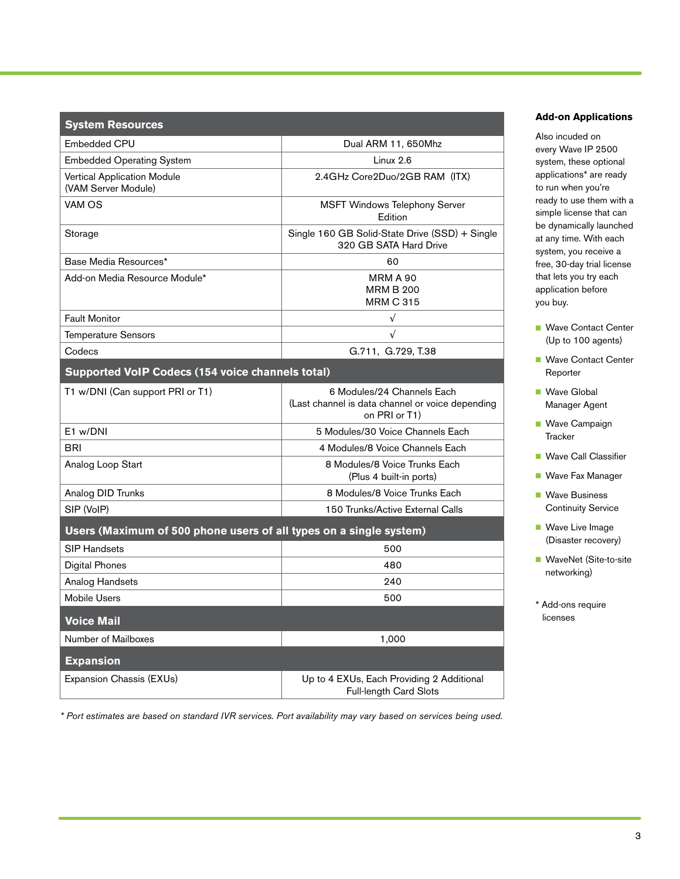| System Resources | |
|---|---|
| Embedded CPU | Dual ARM 11, 650Mhz |
| Embedded Operating System | Linux 2.6 |
| Vertical Application Module (VAM Server Module) | 2.4GHz Core2Duo/2GB RAM (ITX) |
| VAM OS | MSFT Windows Telephony Server Edition |
| Storage | Single 160 GB Solid-State Drive (SSD) + Single 320 GB SATA Hard Drive |
| Base Media Resources* | 60 |
| Add-on Media Resource Module* | MRM A 90<br>MRM B 200<br>MRM C 315 |
| Fault Monitor | √ |
| Temperature Sensors | √ |
| Codecs | G.711, G.729, T.38 |
| **Supported VoIP Codecs (154 voice channels total)** | |
| T1 w/DNI (Can support PRI or T1) | 6 Modules/24 Channels Each (Last channel is data channel or voice depending on PRI or T1) |
| E1 w/DNI | 5 Modules/30 Voice Channels Each |
| BRI | 4 Modules/8 Voice Channels Each |
| Analog Loop Start | 8 Modules/8 Voice Trunks Each (Plus 4 built-in ports) |
| Analog DID Trunks | 8 Modules/8 Voice Trunks Each |
| SIP (VoIP) | 150 Trunks/Active External Calls |
| **Users (Maximum of 500 phone users of all types on a single system)** | |
| SIP Handsets | 500 |
| Digital Phones | 480 |
| Analog Handsets | 240 |
| Mobile Users | 500 |
| **Voice Mail** | |
| Number of Mailboxes | 1,000 |
| **Expansion** | |
| Expansion Chassis (EXUs) | Up to 4 EXUs, Each Providing 2 Additional Full-length Card Slots |

*\* Port estimates are based on standard IVR services. Port availability may vary based on services being used.*

**Add-on Applications**

Also incuded on every Wave IP 2500 system, these optional applications* are ready to run when you're ready to use them with a simple license that can be dynamically launched at any time. With each system, you receive a free, 30-day trial license that lets you try each application before you buy.

- Wave Contact Center (Up to 100 agents)
- Wave Contact Center Reporter
- Wave Global Manager Agent
- Wave Campaign Tracker
- Wave Call Classifier
- Wave Fax Manager
- Wave Business Continuity Service
- Wave Live Image (Disaster recovery)
- WaveNet (Site-to-site networking)

\* Add-ons require licenses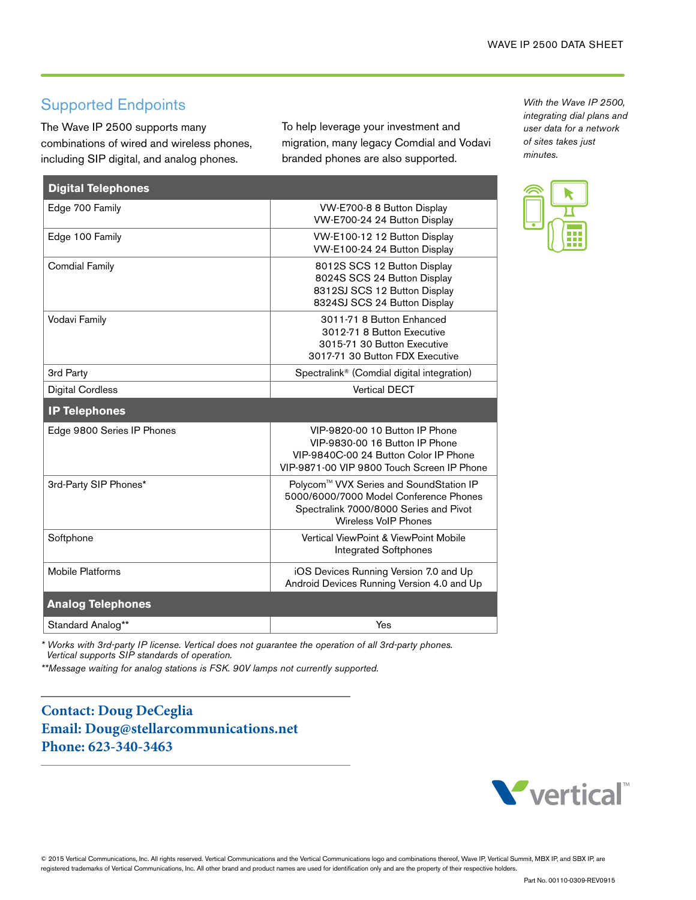## Supported Endpoints

The Wave IP 2500 supports many combinations of wired and wireless phones, including SIP digital, and analog phones.

To help leverage your investment and migration, many legacy Comdial and Vodavi branded phones are also supported.

*With the Wave IP 2500, integrating dial plans and user data for a network of sites takes just minutes.*

| **Digital Telephones** | |
|---|---|
| Edge 700 Family | VW-E700-8 8 Button Display<br>VW-E700-24 24 Button Display |
| Edge 100 Family | VW-E100-12 12 Button Display<br>VW-E100-24 24 Button Display |
| Comdial Family | 8012S SCS 12 Button Display<br>8024S SCS 24 Button Display<br>8312SJ SCS 12 Button Display<br>8324SJ SCS 24 Button Display |
| Vodavi Family | 3011-71 8 Button Enhanced<br>3012-71 8 Button Executive<br>3015-71 30 Button Executive<br>3017-71 30 Button FDX Executive |
| 3rd Party | Spectralink® (Comdial digital integration) |
| Digital Cordless | Vertical DECT |
| **IP Telephones** | |
| Edge 9800 Series IP Phones | VIP-9820-00 10 Button IP Phone<br>VIP-9830-00 16 Button IP Phone<br>VIP-9840C-00 24 Button Color IP Phone<br>VIP-9871-00 VIP 9800 Touch Screen IP Phone |
| 3rd-Party SIP Phones* | Polycom™ VVX Series and SoundStation IP 5000/6000/7000 Model Conference Phones<br>Spectralink 7000/8000 Series and Pivot Wireless VoIP Phones |
| Softphone | Vertical ViewPoint & ViewPoint Mobile Integrated Softphones |
| Mobile Platforms | iOS Devices Running Version 7.0 and Up<br>Android Devices Running Version 4.0 and Up |
| **Analog Telephones** | |
| Standard Analog** | Yes |

*\* Works with 3rd-party IP license. Vertical does not guarantee the operation of all 3rd-party phones. Vertical supports SIP standards of operation.*

*\*\*Message waiting for analog stations is FSK. 90V lamps not currently supported.*

**Contact: Doug DeCeglia**
**Email: Doug@stellarcommunications.net**
**Phone: 623-340-3463**

vertical™

© 2015 Vertical Communications, Inc. All rights reserved. Vertical Communications and the Vertical Communications logo and combinations thereof, Wave IP, Vertical Summit, MBX IP, and SBX IP, are registered trademarks of Vertical Communications, Inc. All other brand and product names are used for identification only and are the property of their respective holders.

Part No. 00110-0309-REV0915